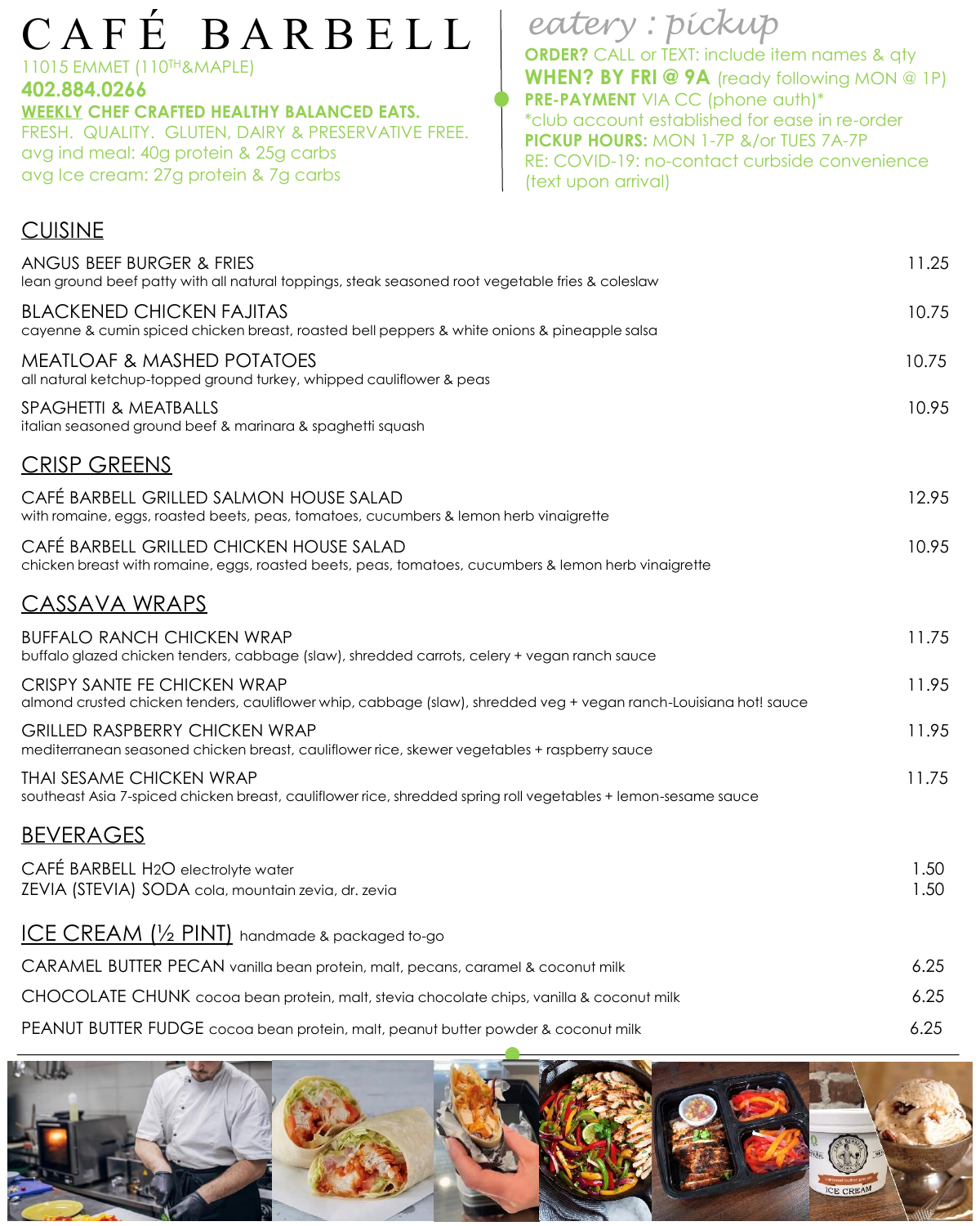# CAFÉ BARBELL

11015 EMMET (110TH&MAPLE)

**402.884.0266**

**WEEKLY CHEF CRAFTED HEALTHY BALANCED EATS.**

FRESH. QUALITY. GLUTEN, DAIRY & PRESERVATIVE FREE.

avg ind meal: 40g protein & 25g carbs

avg Ice cream: 27g protein & 7g carbs

## *eatery : pickup*

**ORDER?** CALL or TEXT: include item names & qty

**WHEN? BY FRI @ 9A** (ready following MON @ 1P)

**PRE-PAYMENT** VIA CC (phone auth)*

*club account established for ease in re-order

**PICKUP HOURS:** MON 1-7P &/or TUES 7A-7P

RE: COVID-19: no-contact curbside convenience (text upon arrival)

## CUISINE

| Item | Price |
|---|---|
| ANGUS BEEF BURGER & FRIES<br>lean ground beef patty with all natural toppings, steak seasoned root vegetable fries & coleslaw | 11.25 |
| BLACKENED CHICKEN FAJITAS<br>cayenne & cumin spiced chicken breast, roasted bell peppers & white onions & pineapple salsa | 10.75 |
| MEATLOAF & MASHED POTATOES<br>all natural ketchup-topped ground turkey, whipped cauliflower & peas | 10.75 |
| SPAGHETTI & MEATBALLS<br>italian seasoned ground beef & marinara & spaghetti squash | 10.95 |

## CRISP GREENS

| Item | Price |
|---|---|
| CAFÉ BARBELL GRILLED SALMON HOUSE SALAD<br>with romaine, eggs, roasted beets, peas, tomatoes, cucumbers & lemon herb vinaigrette | 12.95 |
| CAFÉ BARBELL GRILLED CHICKEN HOUSE SALAD<br>chicken breast with romaine, eggs, roasted beets, peas, tomatoes, cucumbers & lemon herb vinaigrette | 10.95 |

## CASSAVA WRAPS

| Item | Price |
|---|---|
| BUFFALO RANCH CHICKEN WRAP<br>buffalo glazed chicken tenders, cabbage (slaw), shredded carrots, celery + vegan ranch sauce | 11.75 |
| CRISPY SANTE FE CHICKEN WRAP<br>almond crusted chicken tenders, cauliflower whip, cabbage (slaw), shredded veg + vegan ranch-Louisiana hot! sauce | 11.95 |
| GRILLED RASPBERRY CHICKEN WRAP<br>mediterranean seasoned chicken breast, cauliflower rice, skewer vegetables + raspberry sauce | 11.95 |
| THAI SESAME CHICKEN WRAP<br>southeast Asia 7-spiced chicken breast, cauliflower rice, shredded spring roll vegetables + lemon-sesame sauce | 11.75 |

## BEVERAGES

| Item | Price |
|---|---|
| CAFÉ BARBELL $H_2O$ electrolyte water | 1.50 |
| ZEVIA (STEVIA) SODA cola, mountain zevia, dr. zevia | 1.50 |

## ICE CREAM (½ PINT) handmade & packaged to-go

| Item | Price |
|---|---|
| CARAMEL BUTTER PECAN vanilla bean protein, malt, pecans, caramel & coconut milk | 6.25 |
| CHOCOLATE CHUNK cocoa bean protein, malt, stevia chocolate chips, vanilla & coconut milk | 6.25 |
| PEANUT BUTTER FUDGE cocoa bean protein, malt, peanut butter powder & coconut milk | 6.25 |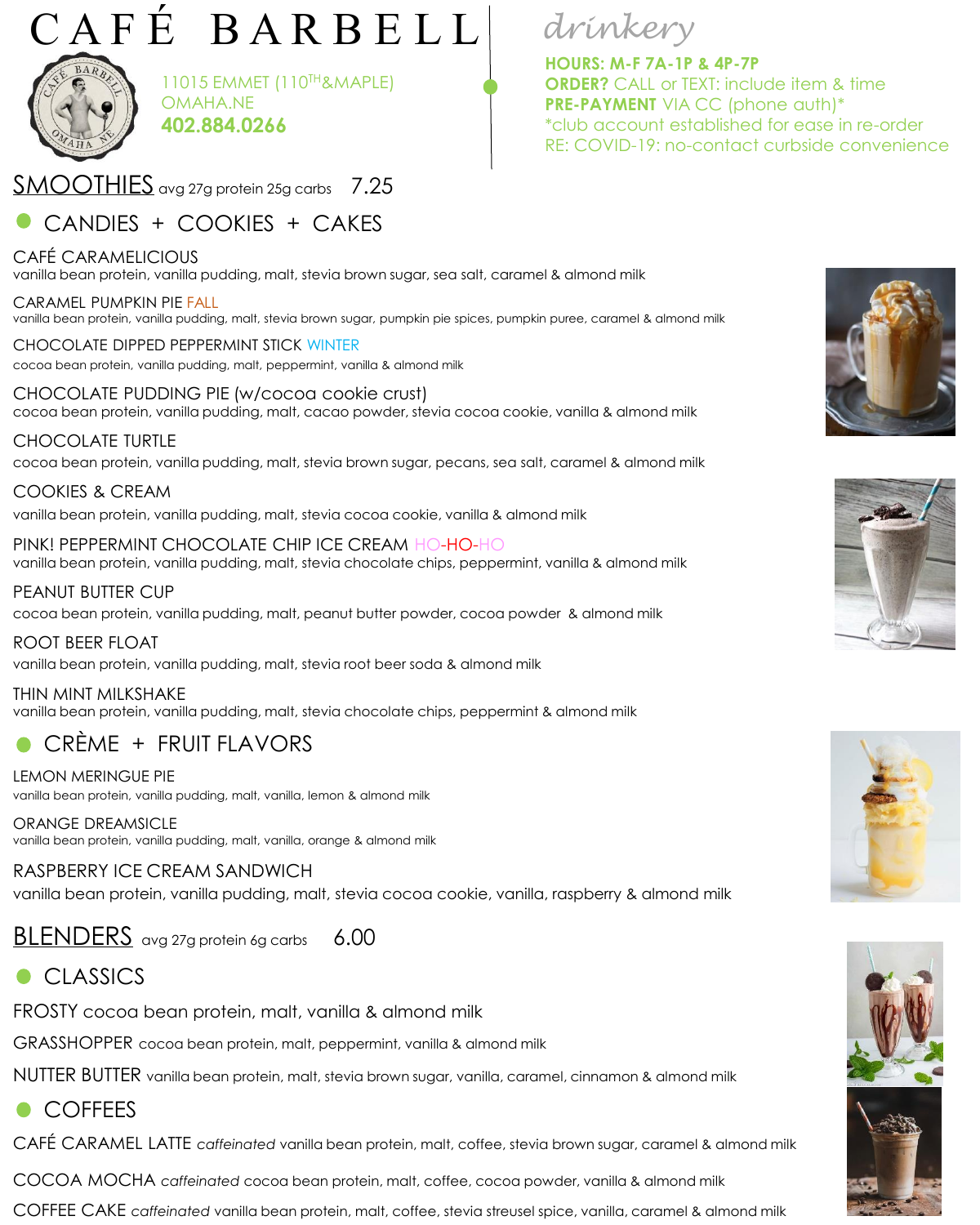# CAFÉ BARBELL

11015 EMMET (110TH&MAPLE)
OMAHA.NE
**402.884.0266**

## drinkery

**HOURS: M-F 7A-1P & 4P-7P**
**ORDER?** CALL or TEXT: include item & time
**PRE-PAYMENT** VIA CC (phone auth)*
*club account established for ease in re-order
RE: COVID-19: no-contact curbside convenience

## SMOOTHIES avg 27g protein 25g carbs 7.25

### CANDIES + COOKIES + CAKES

CAFÉ CARAMELICIOUS
vanilla bean protein, vanilla pudding, malt, stevia brown sugar, sea salt, caramel & almond milk

CARAMEL PUMPKIN PIE FALL
vanilla bean protein, vanilla pudding, malt, stevia brown sugar, pumpkin pie spices, pumpkin puree, caramel & almond milk

CHOCOLATE DIPPED PEPPERMINT STICK WINTER
cocoa bean protein, vanilla pudding, malt, peppermint, vanilla & almond milk

CHOCOLATE PUDDING PIE (w/cocoa cookie crust)
cocoa bean protein, vanilla pudding, malt, cacao powder, stevia cocoa cookie, vanilla & almond milk

CHOCOLATE TURTLE
cocoa bean protein, vanilla pudding, malt, stevia brown sugar, pecans, sea salt, caramel & almond milk

COOKIES & CREAM
vanilla bean protein, vanilla pudding, malt, stevia cocoa cookie, vanilla & almond milk

PINK! PEPPERMINT CHOCOLATE CHIP ICE CREAM HO-HO-HO
vanilla bean protein, vanilla pudding, malt, stevia chocolate chips, peppermint, vanilla & almond milk

PEANUT BUTTER CUP
cocoa bean protein, vanilla pudding, malt, peanut butter powder, cocoa powder & almond milk

ROOT BEER FLOAT
vanilla bean protein, vanilla pudding, malt, stevia root beer soda & almond milk

THIN MINT MILKSHAKE
vanilla bean protein, vanilla pudding, malt, stevia chocolate chips, peppermint & almond milk

### CRÈME + FRUIT FLAVORS

LEMON MERINGUE PIE
vanilla bean protein, vanilla pudding, malt, vanilla, lemon & almond milk

ORANGE DREAMSICLE
vanilla bean protein, vanilla pudding, malt, vanilla, orange & almond milk

RASPBERRY ICE CREAM SANDWICH
vanilla bean protein, vanilla pudding, malt, stevia cocoa cookie, vanilla, raspberry & almond milk

## BLENDERS avg 27g protein 6g carbs 6.00

### CLASSICS

FROSTY cocoa bean protein, malt, vanilla & almond milk

GRASSHOPPER cocoa bean protein, malt, peppermint, vanilla & almond milk

NUTTER BUTTER vanilla bean protein, malt, stevia brown sugar, vanilla, caramel, cinnamon & almond milk

### COFFEES

CAFÉ CARAMEL LATTE *caffeinated* vanilla bean protein, malt, coffee, stevia brown sugar, caramel & almond milk

COCOA MOCHA *caffeinated* cocoa bean protein, malt, coffee, cocoa powder, vanilla & almond milk

COFFEE CAKE *caffeinated* vanilla bean protein, malt, coffee, stevia streusel spice, vanilla, caramel & almond milk